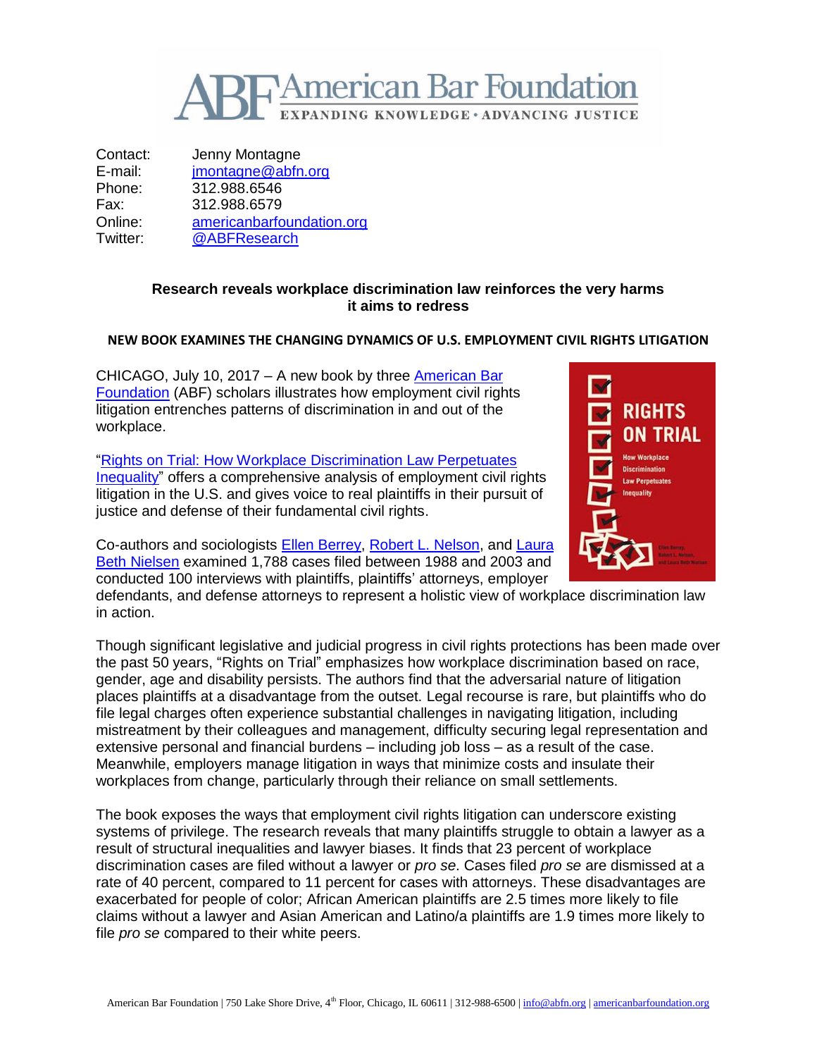# American Bar Foundation

EXPANDING KNOWLEDGE • ADVANCING JUSTICE

| | |
|---|---|
| Contact: | Jenny Montagne |
| E-mail: | jmontagne@abfn.org |
| Phone: | 312.988.6546 |
| Fax: | 312.988.6579 |
| Online: | americanbarfoundation.org |
| Twitter: | @ABFResearch |

**Research reveals workplace discrimination law reinforces the very harms it aims to redress**

**NEW BOOK EXAMINES THE CHANGING DYNAMICS OF U.S. EMPLOYMENT CIVIL RIGHTS LITIGATION**

CHICAGO, July 10, 2017 – A new book by three American Bar Foundation (ABF) scholars illustrates how employment civil rights litigation entrenches patterns of discrimination in and out of the workplace.

"Rights on Trial: How Workplace Discrimination Law Perpetuates Inequality" offers a comprehensive analysis of employment civil rights litigation in the U.S. and gives voice to real plaintiffs in their pursuit of justice and defense of their fundamental civil rights.

Co-authors and sociologists Ellen Berrey, Robert L. Nelson, and Laura Beth Nielsen examined 1,788 cases filed between 1988 and 2003 and conducted 100 interviews with plaintiffs, plaintiffs' attorneys, employer defendants, and defense attorneys to represent a holistic view of workplace discrimination law in action.

Though significant legislative and judicial progress in civil rights protections has been made over the past 50 years, "Rights on Trial" emphasizes how workplace discrimination based on race, gender, age and disability persists. The authors find that the adversarial nature of litigation places plaintiffs at a disadvantage from the outset. Legal recourse is rare, but plaintiffs who do file legal charges often experience substantial challenges in navigating litigation, including mistreatment by their colleagues and management, difficulty securing legal representation and extensive personal and financial burdens – including job loss – as a result of the case. Meanwhile, employers manage litigation in ways that minimize costs and insulate their workplaces from change, particularly through their reliance on small settlements.

The book exposes the ways that employment civil rights litigation can underscore existing systems of privilege. The research reveals that many plaintiffs struggle to obtain a lawyer as a result of structural inequalities and lawyer biases. It finds that 23 percent of workplace discrimination cases are filed without a lawyer or *pro se*. Cases filed *pro se* are dismissed at a rate of 40 percent, compared to 11 percent for cases with attorneys. These disadvantages are exacerbated for people of color; African American plaintiffs are 2.5 times more likely to file claims without a lawyer and Asian American and Latino/a plaintiffs are 1.9 times more likely to file *pro se* compared to their white peers.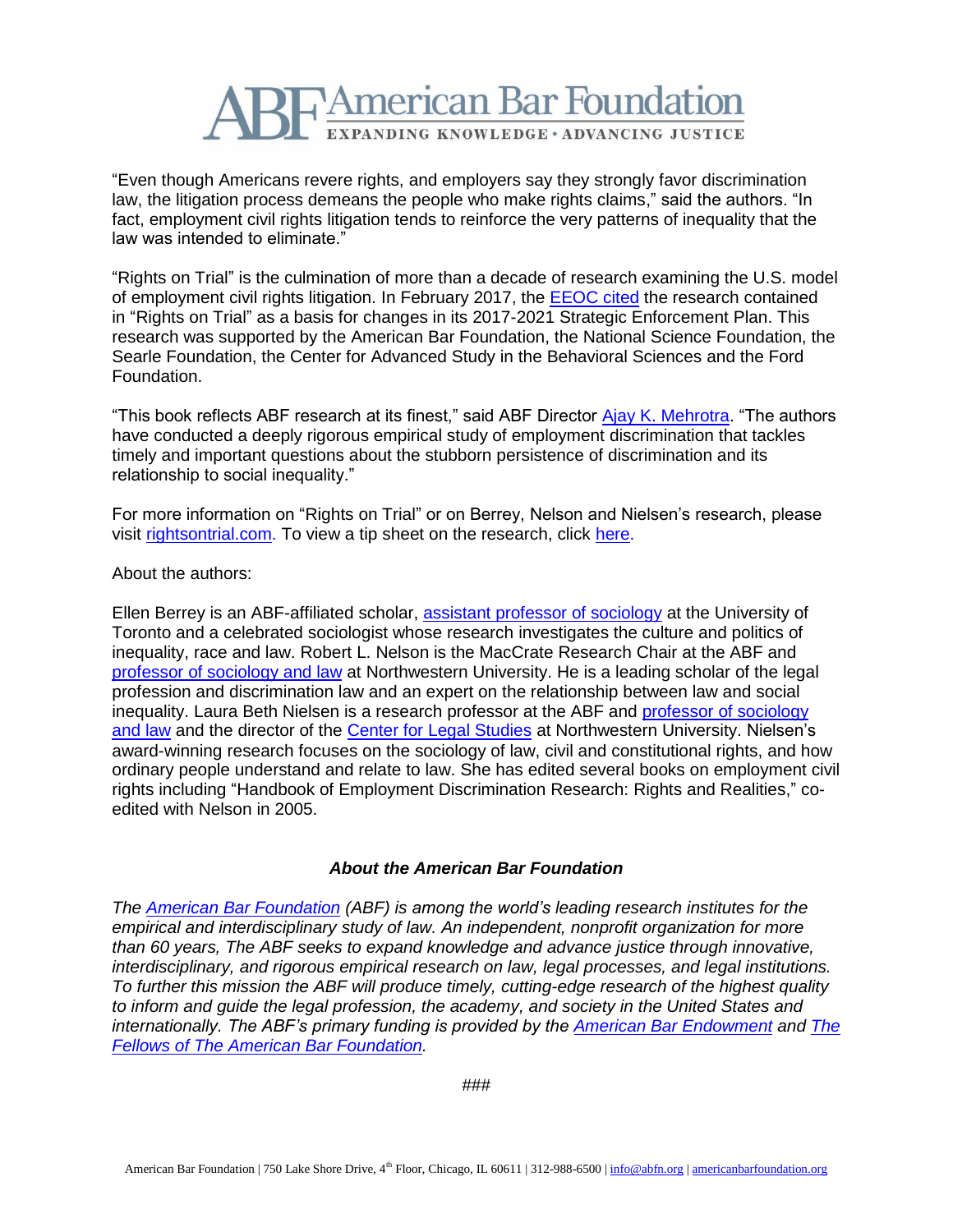"Even though Americans revere rights, and employers say they strongly favor discrimination law, the litigation process demeans the people who make rights claims," said the authors. "In fact, employment civil rights litigation tends to reinforce the very patterns of inequality that the law was intended to eliminate."

"Rights on Trial" is the culmination of more than a decade of research examining the U.S. model of employment civil rights litigation. In February 2017, the EEOC cited the research contained in "Rights on Trial" as a basis for changes in its 2017-2021 Strategic Enforcement Plan. This research was supported by the American Bar Foundation, the National Science Foundation, the Searle Foundation, the Center for Advanced Study in the Behavioral Sciences and the Ford Foundation.

"This book reflects ABF research at its finest," said ABF Director Ajay K. Mehrotra. "The authors have conducted a deeply rigorous empirical study of employment discrimination that tackles timely and important questions about the stubborn persistence of discrimination and its relationship to social inequality."

For more information on "Rights on Trial" or on Berrey, Nelson and Nielsen's research, please visit rightsontrial.com. To view a tip sheet on the research, click here.

About the authors:

Ellen Berrey is an ABF-affiliated scholar, assistant professor of sociology at the University of Toronto and a celebrated sociologist whose research investigates the culture and politics of inequality, race and law. Robert L. Nelson is the MacCrate Research Chair at the ABF and professor of sociology and law at Northwestern University. He is a leading scholar of the legal profession and discrimination law and an expert on the relationship between law and social inequality. Laura Beth Nielsen is a research professor at the ABF and professor of sociology and law and the director of the Center for Legal Studies at Northwestern University. Nielsen's award-winning research focuses on the sociology of law, civil and constitutional rights, and how ordinary people understand and relate to law. She has edited several books on employment civil rights including "Handbook of Employment Discrimination Research: Rights and Realities," co-edited with Nelson in 2005.

## *About the American Bar Foundation*

*The American Bar Foundation (ABF) is among the world's leading research institutes for the empirical and interdisciplinary study of law. An independent, nonprofit organization for more than 60 years, The ABF seeks to expand knowledge and advance justice through innovative, interdisciplinary, and rigorous empirical research on law, legal processes, and legal institutions. To further this mission the ABF will produce timely, cutting-edge research of the highest quality to inform and guide the legal profession, the academy, and society in the United States and internationally. The ABF's primary funding is provided by the American Bar Endowment and The Fellows of The American Bar Foundation.*

###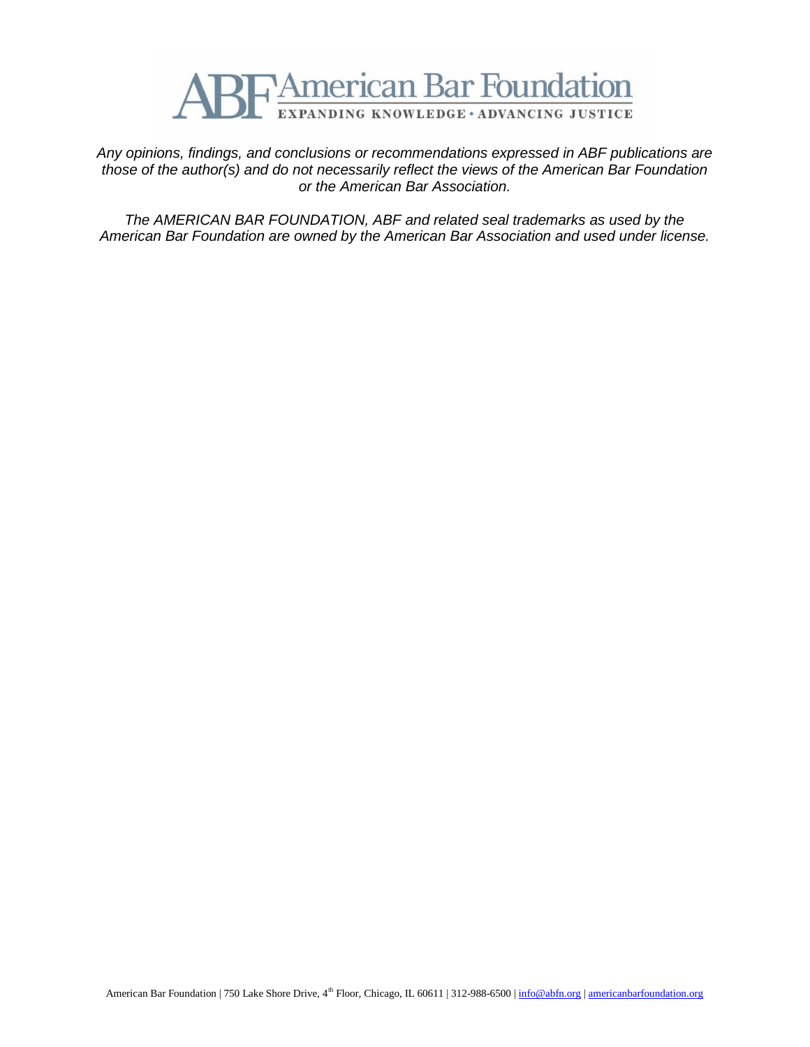# ABF American Bar Foundation

EXPANDING KNOWLEDGE • ADVANCING JUSTICE

*Any opinions, findings, and conclusions or recommendations expressed in ABF publications are those of the author(s) and do not necessarily reflect the views of the American Bar Foundation or the American Bar Association.*

*The AMERICAN BAR FOUNDATION, ABF and related seal trademarks as used by the American Bar Foundation are owned by the American Bar Association and used under license.*

American Bar Foundation | 750 Lake Shore Drive, 4th Floor, Chicago, IL 60611 | 312-988-6500 | info@abfn.org | americanbarfoundation.org